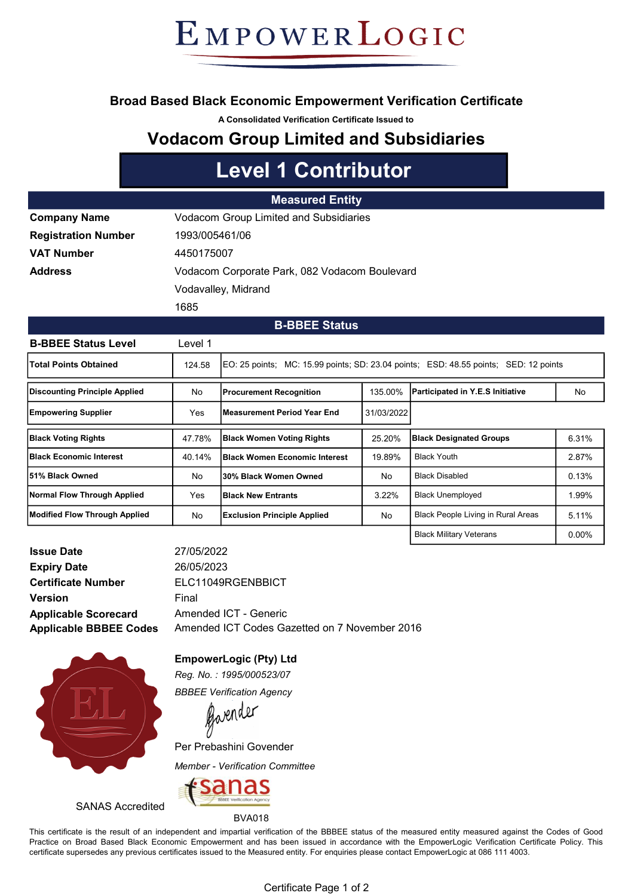# EMPOWERLOGIC

## Broad Based Black Economic Empowerment Verification Certificate

**A Consolidated Verification Certificate Issued to**

## Vodacom Group Limited and Subsidiaries

# Level 1 Contributor

### Measured Entity

| | |
|---|---|
| **Company Name** | Vodacom Group Limited and Subsidiaries |
| **Registration Number** | 1993/005461/06 |
| **VAT Number** | 4450175007 |
| **Address** | Vodacom Corporate Park, 082 Vodacom Boulevard |
| | Vodavalley, Midrand |
| | 1685 |

### B-BBEE Status

| | |
|---|---|
| **B-BBEE Status Level** | Level 1 |
| **Total Points Obtained** | 124.58 |
| | EO: 25 points; MC: 15.99 points; SD: 23.04 points; ESD: 48.55 points; SED: 12 points |

| | | | | | |
|---|---|---|---|---|---|
| **Discounting Principle Applied** | No | **Procurement Recognition** | 135.00% | **Participated in Y.E.S Initiative** | No |
| **Empowering Supplier** | Yes | **Measurement Period Year End** | 31/03/2022 | | |

| | | | | | |
|---|---|---|---|---|---|
| **Black Voting Rights** | 47.78% | **Black Women Voting Rights** | 25.20% | **Black Designated Groups** | 6.31% |
| **Black Economic Interest** | 40.14% | **Black Women Economic Interest** | 19.89% | Black Youth | 2.87% |
| **51% Black Owned** | No | **30% Black Women Owned** | No | Black Disabled | 0.13% |
| **Normal Flow Through Applied** | Yes | **Black New Entrants** | 3.22% | Black Unemployed | 1.99% |
| **Modified Flow Through Applied** | No | **Exclusion Principle Applied** | No | Black People Living in Rural Areas | 5.11% |
| | | | | Black Military Veterans | 0.00% |

| | |
|---|---|
| **Issue Date** | 27/05/2022 |
| **Expiry Date** | 26/05/2023 |
| **Certificate Number** | ELC11049RGENBBICT |
| **Version** | Final |
| **Applicable Scorecard** | Amended ICT - Generic |
| **Applicable BBBEE Codes** | Amended ICT Codes Gazetted on 7 November 2016 |

**EmpowerLogic (Pty) Ltd**

*Reg. No. : 1995/000523/07*

*BBBEE Verification Agency*

Per Prebashini Govender

*Member - Verification Committee*

SANAS Accredited

sanas BBBEE Verification Agency

BVA018

This certificate is the result of an independent and impartial verification of the BBBEE status of the measured entity measured against the Codes of Good Practice on Broad Based Black Economic Empowerment and has been issued in accordance with the EmpowerLogic Verification Certificate Policy. This certificate supersedes any previous certificates issued to the Measured entity. For enquiries please contact EmpowerLogic at 086 111 4003.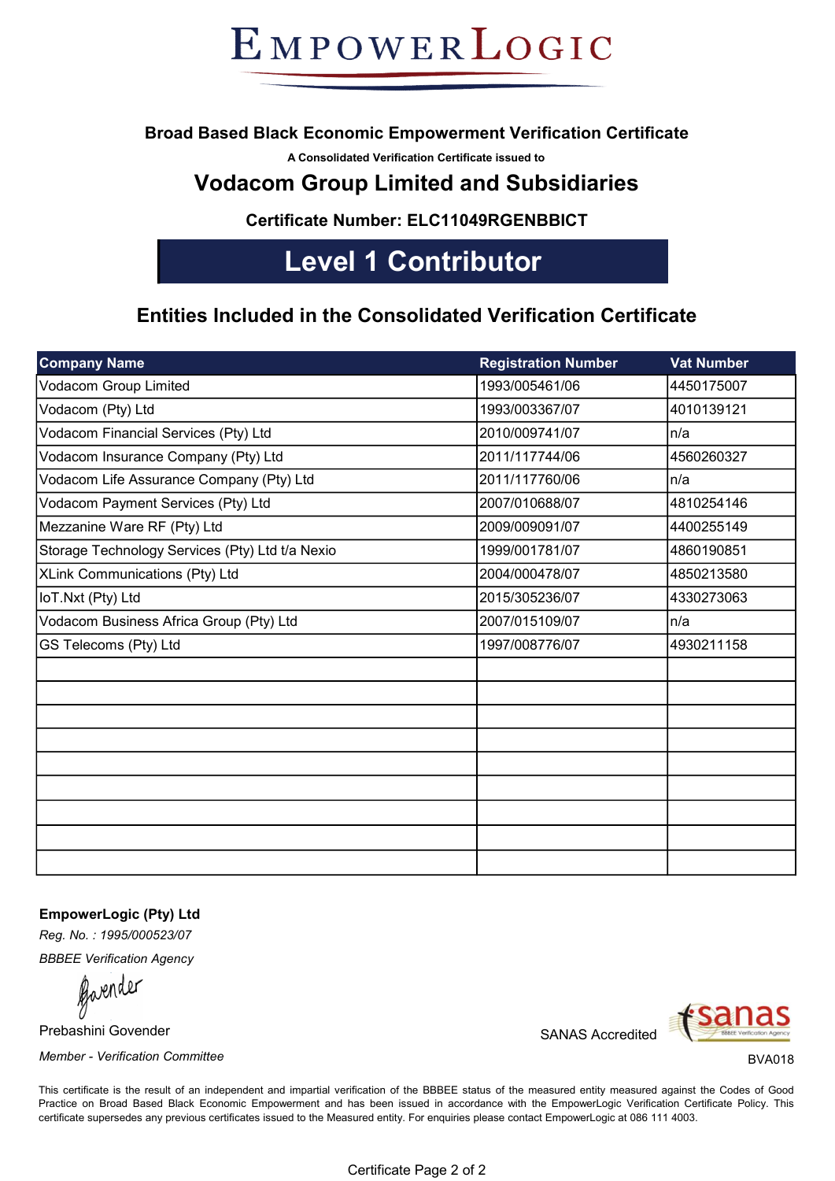# EMPOWERLOGIC

### Broad Based Black Economic Empowerment Verification Certificate

**A Consolidated Verification Certificate issued to**

## Vodacom Group Limited and Subsidiaries

**Certificate Number: ELC11049RGENBBICT**

## Level 1 Contributor

### Entities Included in the Consolidated Verification Certificate

| Company Name | Registration Number | Vat Number |
|---|---|---|
| Vodacom Group Limited | 1993/005461/06 | 4450175007 |
| Vodacom (Pty) Ltd | 1993/003367/07 | 4010139121 |
| Vodacom Financial Services (Pty) Ltd | 2010/009741/07 | n/a |
| Vodacom Insurance Company (Pty) Ltd | 2011/117744/06 | 4560260327 |
| Vodacom Life Assurance Company (Pty) Ltd | 2011/117760/06 | n/a |
| Vodacom Payment Services (Pty) Ltd | 2007/010688/07 | 4810254146 |
| Mezzanine Ware RF (Pty) Ltd | 2009/009091/07 | 4400255149 |
| Storage Technology Services (Pty) Ltd t/a Nexio | 1999/001781/07 | 4860190851 |
| XLink Communications (Pty) Ltd | 2004/000478/07 | 4850213580 |
| IoT.Nxt (Pty) Ltd | 2015/305236/07 | 4330273063 |
| Vodacom Business Africa Group (Pty) Ltd | 2007/015109/07 | n/a |
| GS Telecoms (Pty) Ltd | 1997/008776/07 | 4930211158 |
| | | |
| | | |
| | | |
| | | |
| | | |
| | | |
| | | |
| | | |
| | | |

**EmpowerLogic (Pty) Ltd**

*Reg. No. : 1995/000523/07*

*BBBEE Verification Agency*

Prebashini Govender

*Member - Verification Committee*

SANAS Accredited

BVA018

This certificate is the result of an independent and impartial verification of the BBBEE status of the measured entity measured against the Codes of Good Practice on Broad Based Black Economic Empowerment and has been issued in accordance with the EmpowerLogic Verification Certificate Policy. This certificate supersedes any previous certificates issued to the Measured entity. For enquiries please contact EmpowerLogic at 086 111 4003.